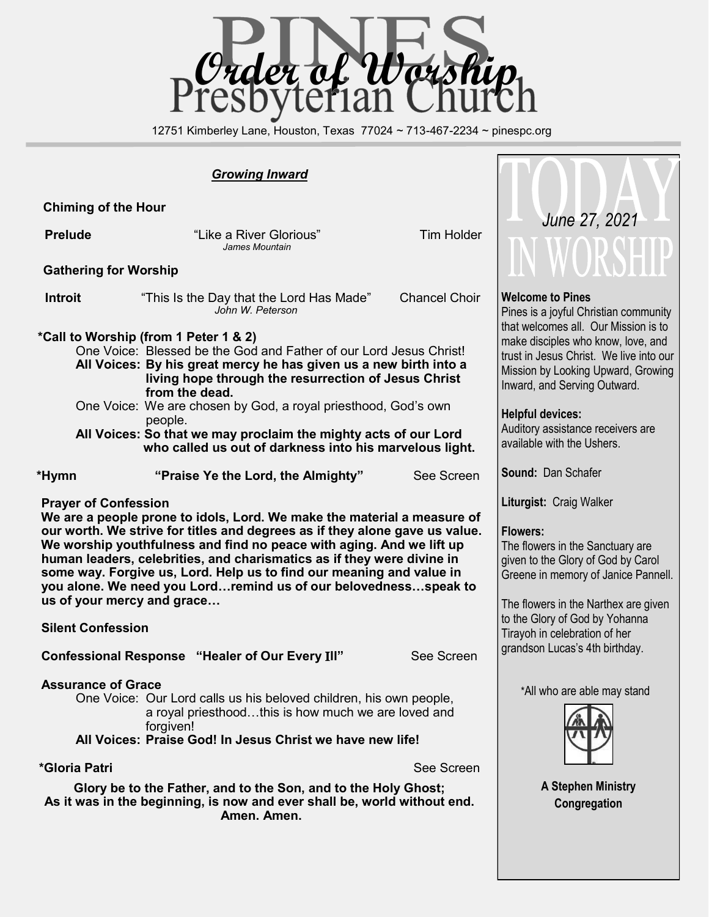# PINES Presbyterian Church
## Order of Worship

12751 Kimberley Lane, Houston, Texas 77024 ~ 713-467-2234 ~ pinespc.org

### ***Growing Inward***

**Chiming of the Hour**

**Prelude** "Like a River Glorious" Tim Holder
*James Mountain*

**Gathering for Worship**

**Introit** "This Is the Day that the Lord Has Made" Chancel Choir
*John W. Peterson*

**\*Call to Worship (from 1 Peter 1 & 2)**

One Voice: Blessed be the God and Father of our Lord Jesus Christ!
**All Voices: By his great mercy he has given us a new birth into a living hope through the resurrection of Jesus Christ from the dead.**
One Voice: We are chosen by God, a royal priesthood, God's own people.
**All Voices: So that we may proclaim the mighty acts of our Lord who called us out of darkness into his marvelous light.**

**\*Hymn** **"Praise Ye the Lord, the Almighty"** See Screen

**Prayer of Confession**
**We are a people prone to idols, Lord. We make the material a measure of our worth. We strive for titles and degrees as if they alone gave us value. We worship youthfulness and find no peace with aging. And we lift up human leaders, celebrities, and charismatics as if they were divine in some way. Forgive us, Lord. Help us to find our meaning and value in you alone. We need you Lord…remind us of our belovedness…speak to us of your mercy and grace…**

**Silent Confession**

**Confessional Response "Healer of Our Every Ill"** See Screen

**Assurance of Grace**

One Voice: Our Lord calls us his beloved children, his own people, a royal priesthood…this is how much we are loved and forgiven!
**All Voices: Praise God! In Jesus Christ we have new life!**

**\*Gloria Patri** See Screen

**Glory be to the Father, and to the Son, and to the Holy Ghost;
As it was in the beginning, is now and ever shall be, world without end. Amen. Amen.**

---

## TODAY IN WORSHIP

*June 27, 2021*

**Welcome to Pines**
Pines is a joyful Christian community that welcomes all. Our Mission is to make disciples who know, love, and trust in Jesus Christ. We live into our Mission by Looking Upward, Growing Inward, and Serving Outward.

**Helpful devices:**
Auditory assistance receivers are available with the Ushers.

**Sound:** Dan Schafer

**Liturgist:** Craig Walker

**Flowers:**
The flowers in the Sanctuary are given to the Glory of God by Carol Greene in memory of Janice Pannell.

The flowers in the Narthex are given to the Glory of God by Yohanna Tirayoh in celebration of her grandson Lucas's 4th birthday.

\*All who are able may stand

**A Stephen Ministry Congregation**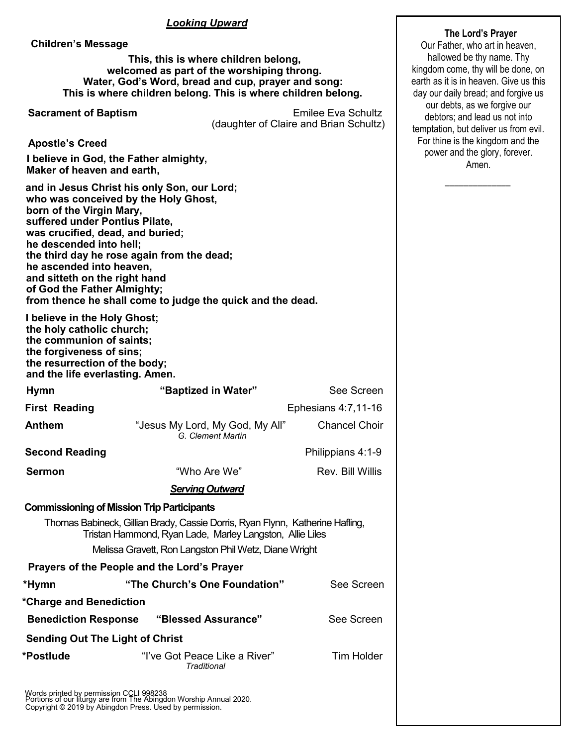## ***Looking Upward***

**Children's Message**

**This, this is where children belong,**
**welcomed as part of the worshiping throng.**
**Water, God's Word, bread and cup, prayer and song:**
**This is where children belong. This is where children belong.**

**Sacrament of Baptism** — Emilee Eva Schultz (daughter of Claire and Brian Schultz)

**Apostle's Creed**

**I believe in God, the Father almighty,**
**Maker of heaven and earth,**

**and in Jesus Christ his only Son, our Lord;**
**who was conceived by the Holy Ghost,**
**born of the Virgin Mary,**
**suffered under Pontius Pilate,**
**was crucified, dead, and buried;**
**he descended into hell;**
**the third day he rose again from the dead;**
**he ascended into heaven,**
**and sitteth on the right hand**
**of God the Father Almighty;**
**from thence he shall come to judge the quick and the dead.**

**I believe in the Holy Ghost;**
**the holy catholic church;**
**the communion of saints;**
**the forgiveness of sins;**
**the resurrection of the body;**
**and the life everlasting. Amen.**

**Hymn** — **"Baptized in Water"** — See Screen

**First Reading** — Ephesians 4:7,11-16

**Anthem** — "Jesus My Lord, My God, My All" *G. Clement Martin* — Chancel Choir

**Second Reading** — Philippians 4:1-9

**Sermon** — "Who Are We" — Rev. Bill Willis

## ***Serving Outward***

**Commissioning of Mission Trip Participants**

Thomas Babineck, Gillian Brady, Cassie Dorris, Ryan Flynn, Katherine Hafling, Tristan Hammond, Ryan Lade, Marley Langston, Allie Liles

Melissa Gravett, Ron Langston Phil Wetz, Diane Wright

**Prayers of the People and the Lord's Prayer**

**\*Hymn** — **"The Church's One Foundation"** — See Screen

**\*Charge and Benediction**

**Benediction Response** — **"Blessed Assurance"** — See Screen

**Sending Out The Light of Christ**

**\*Postlude** — "I've Got Peace Like a River" *Traditional* — Tim Holder

Words printed by permission CCLI 998238
Portions of our liturgy are from The Abingdon Worship Annual 2020.
Copyright © 2019 by Abingdon Press. Used by permission.

**The Lord's Prayer**

Our Father, who art in heaven, hallowed be thy name. Thy kingdom come, thy will be done, on earth as it is in heaven. Give us this day our daily bread; and forgive us our debts, as we forgive our debtors; and lead us not into temptation, but deliver us from evil. For thine is the kingdom and the power and the glory, forever. Amen.

\_\_\_\_\_\_\_\_\_\_\_\_\_\_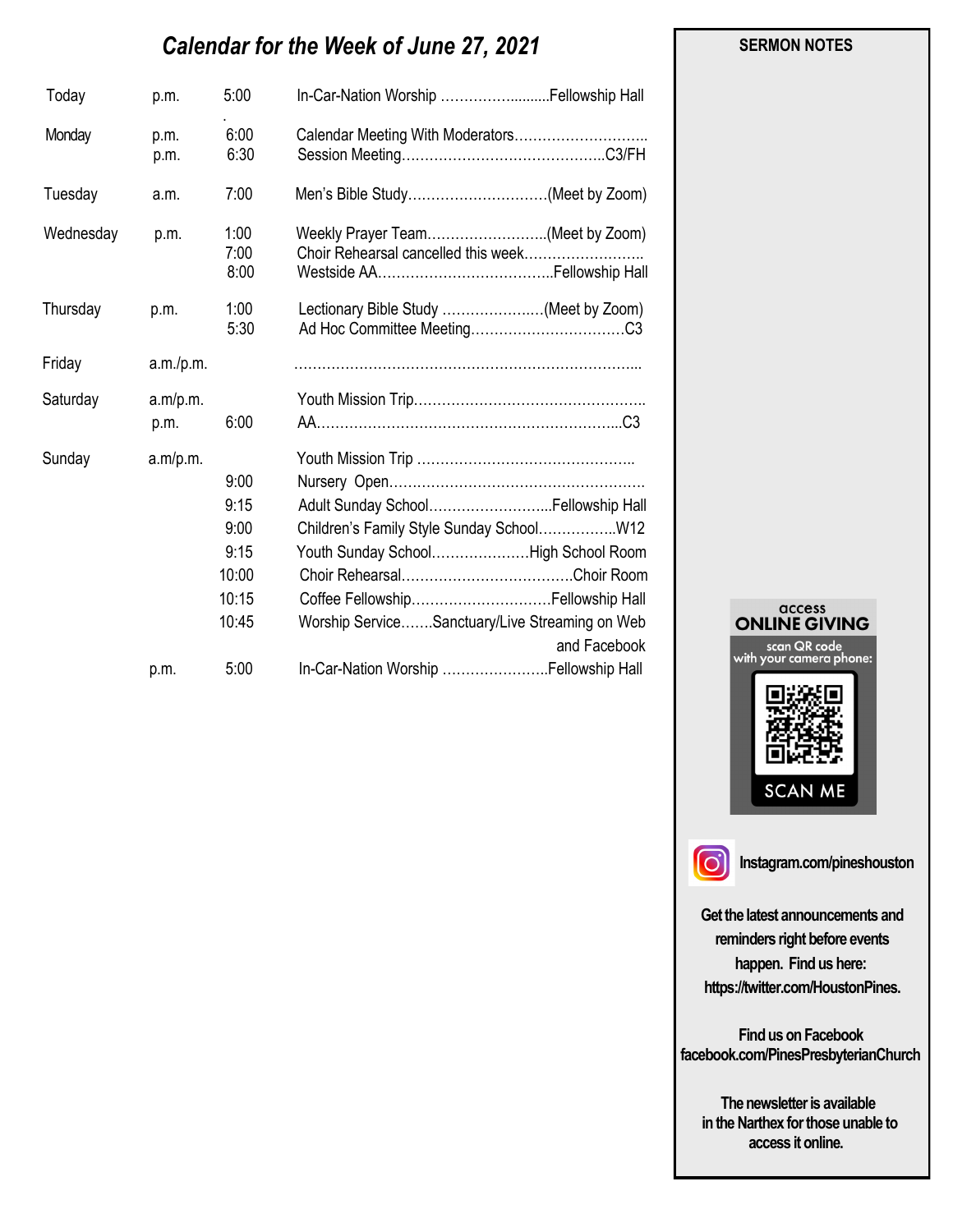## *Calendar for the Week of June 27, 2021*

| Day | | Time | Event |
|---|---|---|---|
| Today | p.m. | 5:00 | In-Car-Nation Worship ……………..........Fellowship Hall |
| Monday | p.m. | 6:00 | Calendar Meeting With Moderators……………………….. |
| | p.m. | 6:30 | Session Meeting……………………………………..C3/FH |
| Tuesday | a.m. | 7:00 | Men's Bible Study…………………………(Meet by Zoom) |
| Wednesday | p.m. | 1:00 | Weekly Prayer Team……………………..(Meet by Zoom) |
| | | 7:00 | Choir Rehearsal cancelled this week…………………….. |
| | | 8:00 | Westside AA………………………………..Fellowship Hall |
| Thursday | p.m. | 1:00 | Lectionary Bible Study ………………..…(Meet by Zoom) |
| | | 5:30 | Ad Hoc Committee Meeting……………………………C3 |
| Friday | a.m./p.m. | | ………………………………………………………………... |
| Saturday | a.m/p.m. | | Youth Mission Trip………………………………………….. |
| | p.m. | 6:00 | AA………………………………………………………...C3 |
| Sunday | a.m/p.m. | | Youth Mission Trip ……………………………………….. |
| | | 9:00 | Nursery Open………………………………………………. |
| | | 9:15 | Adult Sunday School……………………...Fellowship Hall |
| | | 9:00 | Children's Family Style Sunday School……………..W12 |
| | | 9:15 | Youth Sunday School…………………High School Room |
| | | 10:00 | Choir Rehearsal……………………………….Choir Room |
| | | 10:15 | Coffee Fellowship…………………………Fellowship Hall |
| | | 10:45 | Worship Service…….Sanctuary/Live Streaming on Web and Facebook |
| | p.m. | 5:00 | In-Car-Nation Worship …………………..Fellowship Hall |

**SERMON NOTES**

access
**ONLINE GIVING**
scan QR code with your camera phone:
SCAN ME

**Instagram.com/pineshouston**

**Get the latest announcements and reminders right before events happen. Find us here: https://twitter.com/HoustonPines.**

**Find us on Facebook facebook.com/PinesPresbyterianChurch**

**The newsletter is available in the Narthex for those unable to access it online.**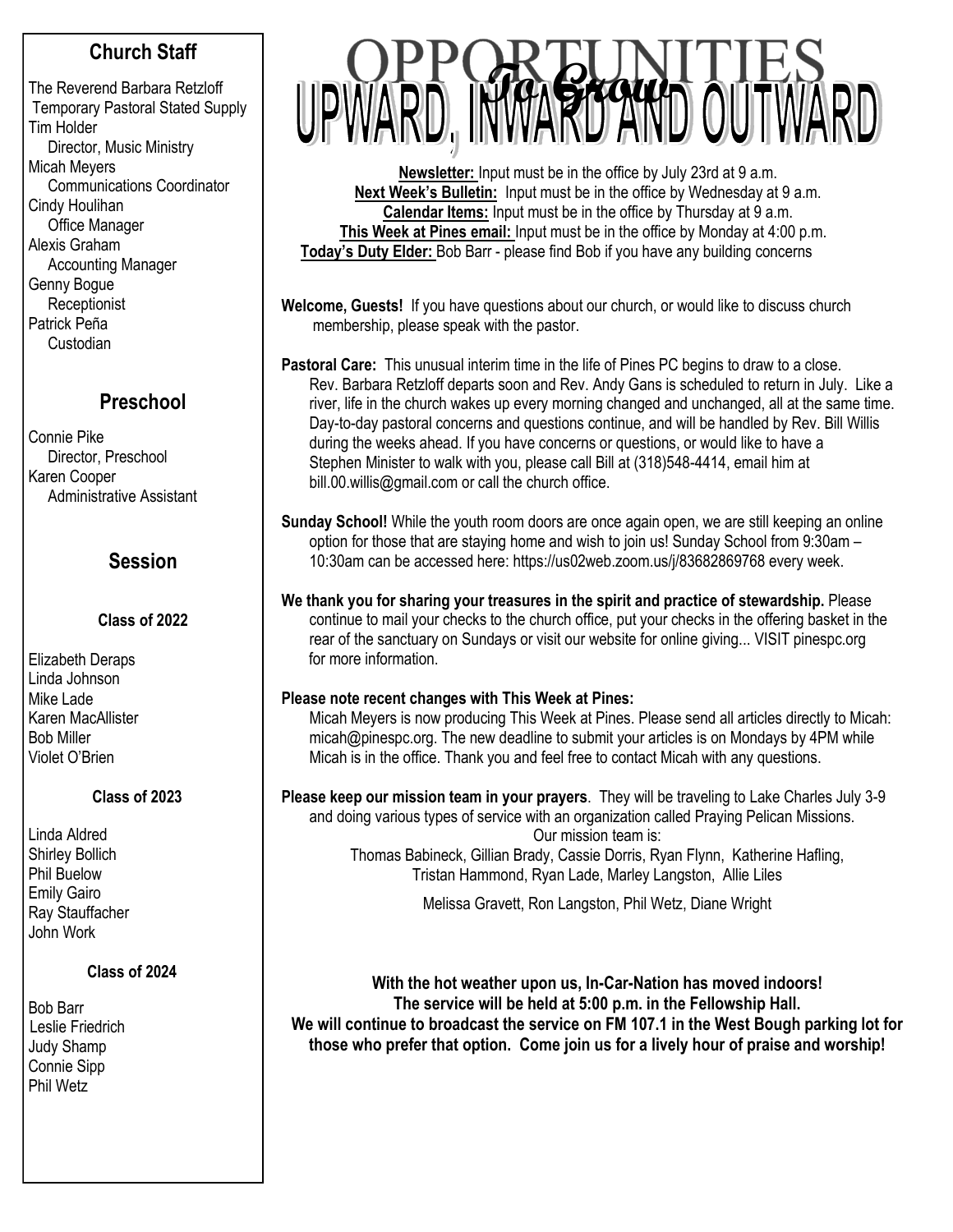## Church Staff

The Reverend Barbara Retzloff
Temporary Pastoral Stated Supply
Tim Holder
Director, Music Ministry
Micah Meyers
Communications Coordinator
Cindy Houlihan
Office Manager
Alexis Graham
Accounting Manager
Genny Bogue
Receptionist
Patrick Peña
Custodian

## Preschool

Connie Pike
Director, Preschool
Karen Cooper
Administrative Assistant

## Session

### Class of 2022

Elizabeth Deraps
Linda Johnson
Mike Lade
Karen MacAllister
Bob Miller
Violet O'Brien

### Class of 2023

Linda Aldred
Shirley Bollich
Phil Buelow
Emily Gairo
Ray Stauffacher
John Work

### Class of 2024

Bob Barr
Leslie Friedrich
Judy Shamp
Connie Sipp
Phil Wetz

# OPPORTUNITIES To Grow UPWARD, INWARD AND OUTWARD

**Newsletter:** Input must be in the office by July 23rd at 9 a.m.
**Next Week's Bulletin:** Input must be in the office by Wednesday at 9 a.m.
**Calendar Items:** Input must be in the office by Thursday at 9 a.m.
**This Week at Pines email:** Input must be in the office by Monday at 4:00 p.m.
**Today's Duty Elder:** Bob Barr - please find Bob if you have any building concerns

**Welcome, Guests!** If you have questions about our church, or would like to discuss church membership, please speak with the pastor.

**Pastoral Care:** This unusual interim time in the life of Pines PC begins to draw to a close. Rev. Barbara Retzloff departs soon and Rev. Andy Gans is scheduled to return in July. Like a river, life in the church wakes up every morning changed and unchanged, all at the same time. Day-to-day pastoral concerns and questions continue, and will be handled by Rev. Bill Willis during the weeks ahead. If you have concerns or questions, or would like to have a Stephen Minister to walk with you, please call Bill at (318)548-4414, email him at bill.00.willis@gmail.com or call the church office.

**Sunday School!** While the youth room doors are once again open, we are still keeping an online option for those that are staying home and wish to join us! Sunday School from 9:30am – 10:30am can be accessed here: https://us02web.zoom.us/j/83682869768 every week.

**We thank you for sharing your treasures in the spirit and practice of stewardship.** Please continue to mail your checks to the church office, put your checks in the offering basket in the rear of the sanctuary on Sundays or visit our website for online giving... VISIT pinespc.org for more information.

**Please note recent changes with This Week at Pines:**
Micah Meyers is now producing This Week at Pines. Please send all articles directly to Micah: micah@pinespc.org. The new deadline to submit your articles is on Mondays by 4PM while Micah is in the office. Thank you and feel free to contact Micah with any questions.

**Please keep our mission team in your prayers**. They will be traveling to Lake Charles July 3-9 and doing various types of service with an organization called Praying Pelican Missions.

Our mission team is:
Thomas Babineck, Gillian Brady, Cassie Dorris, Ryan Flynn, Katherine Hafling, Tristan Hammond, Ryan Lade, Marley Langston, Allie Liles

Melissa Gravett, Ron Langston, Phil Wetz, Diane Wright

**With the hot weather upon us, In-Car-Nation has moved indoors! The service will be held at 5:00 p.m. in the Fellowship Hall. We will continue to broadcast the service on FM 107.1 in the West Bough parking lot for those who prefer that option. Come join us for a lively hour of praise and worship!**